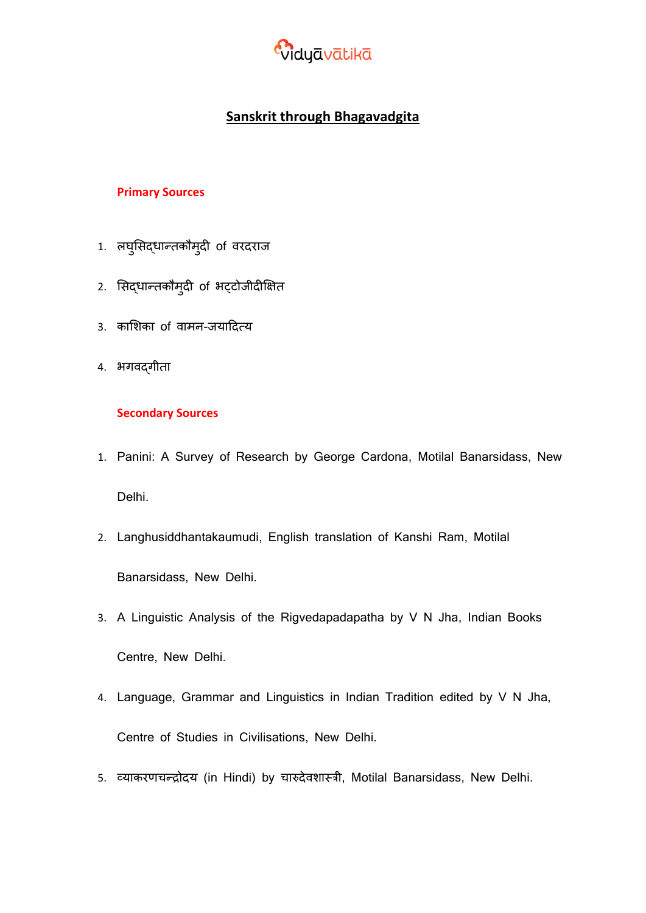vidyāvātikā

# Sanskrit through Bhagavadgita

## Primary Sources

1. लघुसिद्धान्तकौमुदी of वरदराज
2. सिद्धान्तकौमुदी of भट्टोजीदीक्षित
3. काशिका of वामन-जयादित्य
4. भगवद्गीता

## Secondary Sources

1. Panini: A Survey of Research by George Cardona, Motilal Banarsidass, New Delhi.
2. Langhusiddhantakaumudi, English translation of Kanshi Ram, Motilal Banarsidass, New Delhi.
3. A Linguistic Analysis of the Rigvedapadapatha by V N Jha, Indian Books Centre, New Delhi.
4. Language, Grammar and Linguistics in Indian Tradition edited by V N Jha, Centre of Studies in Civilisations, New Delhi.
5. व्याकरणचन्द्रोदय (in Hindi) by चारुदेवशास्त्री, Motilal Banarsidass, New Delhi.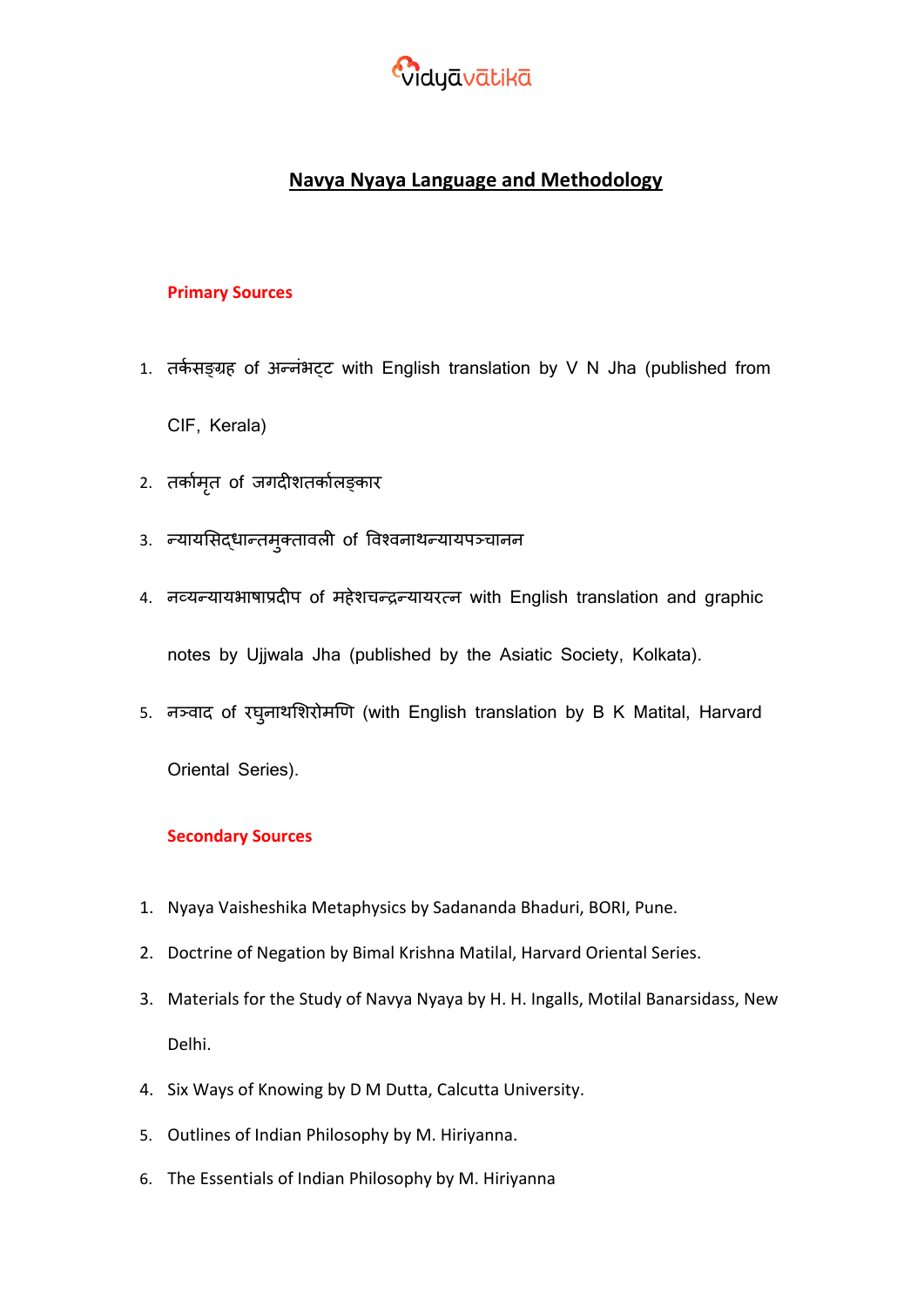## Navya Nyaya Language and Methodology

**Primary Sources**

1. तर्कसङ्ग्रह of अन्नंभट्ट with English translation by V N Jha (published from CIF, Kerala)
2. तर्कामृत of जगदीशतर्कालङ्कार
3. न्यायसिद्धान्तमुक्तावली of विश्वनाथन्यायपञ्चानन
4. नव्यन्यायभाषाप्रदीप of महेशचन्द्रन्यायरत्न with English translation and graphic notes by Ujjwala Jha (published by the Asiatic Society, Kolkata).
5. नञ्वाद of रघुनाथशिरोमणि (with English translation by B K Matilal, Harvard Oriental Series).

**Secondary Sources**

1. Nyaya Vaisheshika Metaphysics by Sadananda Bhaduri, BORI, Pune.
2. Doctrine of Negation by Bimal Krishna Matilal, Harvard Oriental Series.
3. Materials for the Study of Navya Nyaya by H. H. Ingalls, Motilal Banarsidass, New Delhi.
4. Six Ways of Knowing by D M Dutta, Calcutta University.
5. Outlines of Indian Philosophy by M. Hiriyanna.
6. The Essentials of Indian Philosophy by M. Hiriyanna